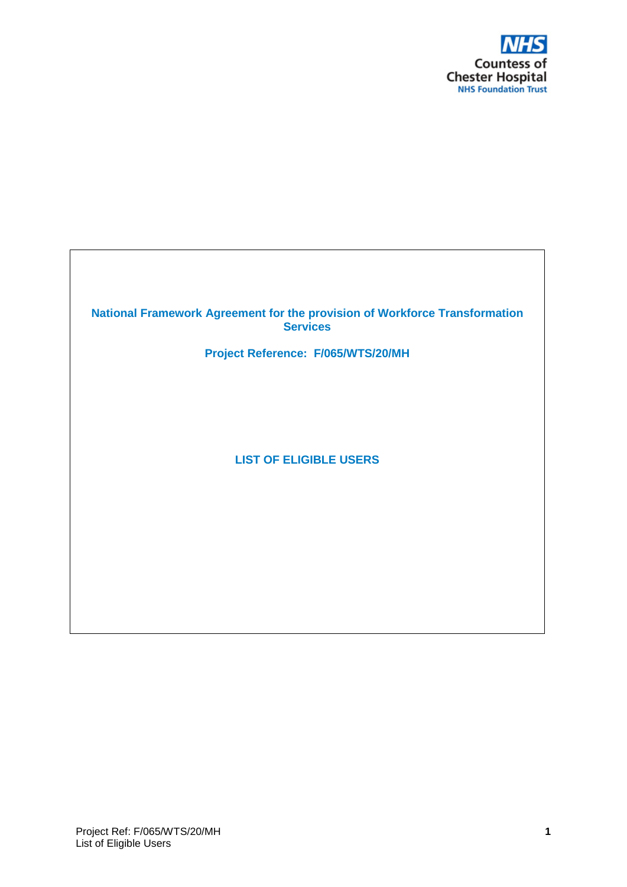NHS
Countess of Chester Hospital
NHS Foundation Trust

# National Framework Agreement for the provision of Workforce Transformation Services

## Project Reference: F/065/WTS/20/MH

## LIST OF ELIGIBLE USERS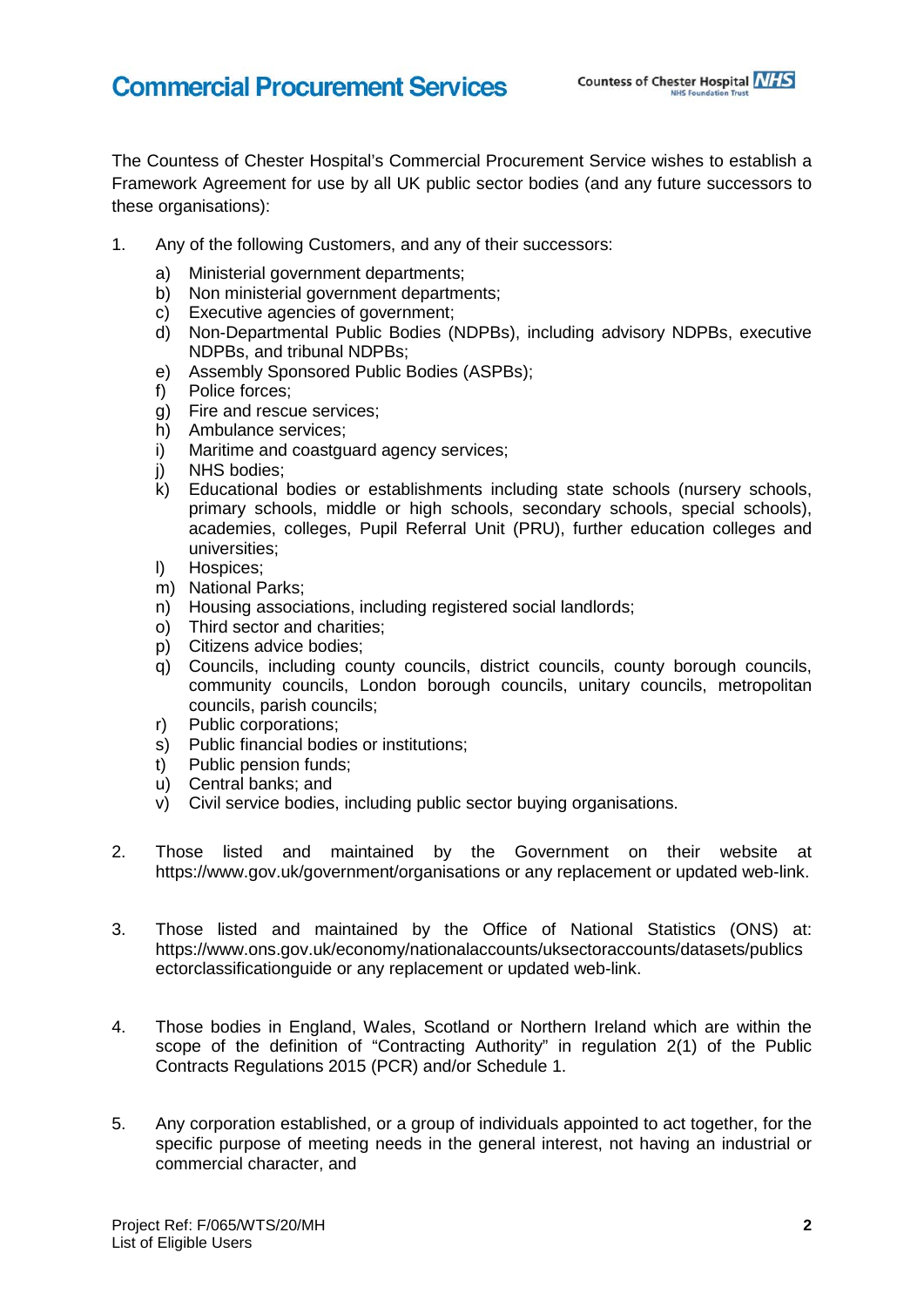The Countess of Chester Hospital's Commercial Procurement Service wishes to establish a Framework Agreement for use by all UK public sector bodies (and any future successors to these organisations):

1. Any of the following Customers, and any of their successors:

    a) Ministerial government departments;
    b) Non ministerial government departments;
    c) Executive agencies of government;
    d) Non-Departmental Public Bodies (NDPBs), including advisory NDPBs, executive NDPBs, and tribunal NDPBs;
    e) Assembly Sponsored Public Bodies (ASPBs);
    f) Police forces;
    g) Fire and rescue services;
    h) Ambulance services;
    i) Maritime and coastguard agency services;
    j) NHS bodies;
    k) Educational bodies or establishments including state schools (nursery schools, primary schools, middle or high schools, secondary schools, special schools), academies, colleges, Pupil Referral Unit (PRU), further education colleges and universities;
    l) Hospices;
    m) National Parks;
    n) Housing associations, including registered social landlords;
    o) Third sector and charities;
    p) Citizens advice bodies;
    q) Councils, including county councils, district councils, county borough councils, community councils, London borough councils, unitary councils, metropolitan councils, parish councils;
    r) Public corporations;
    s) Public financial bodies or institutions;
    t) Public pension funds;
    u) Central banks; and
    v) Civil service bodies, including public sector buying organisations.

2. Those listed and maintained by the Government on their website at https://www.gov.uk/government/organisations or any replacement or updated web-link.

3. Those listed and maintained by the Office of National Statistics (ONS) at: https://www.ons.gov.uk/economy/nationalaccounts/uksectoraccounts/datasets/publicsectorclassificationguide or any replacement or updated web-link.

4. Those bodies in England, Wales, Scotland or Northern Ireland which are within the scope of the definition of "Contracting Authority" in regulation 2(1) of the Public Contracts Regulations 2015 (PCR) and/or Schedule 1.

5. Any corporation established, or a group of individuals appointed to act together, for the specific purpose of meeting needs in the general interest, not having an industrial or commercial character, and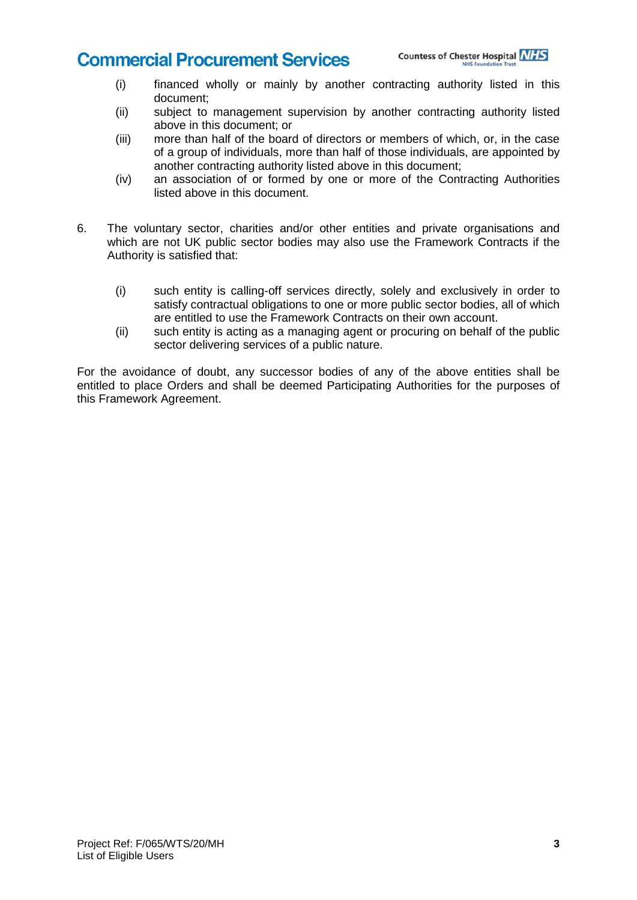(i) financed wholly or mainly by another contracting authority listed in this document;
(ii) subject to management supervision by another contracting authority listed above in this document; or
(iii) more than half of the board of directors or members of which, or, in the case of a group of individuals, more than half of those individuals, are appointed by another contracting authority listed above in this document;
(iv) an association of or formed by one or more of the Contracting Authorities listed above in this document.

6. The voluntary sector, charities and/or other entities and private organisations and which are not UK public sector bodies may also use the Framework Contracts if the Authority is satisfied that:

   (i) such entity is calling-off services directly, solely and exclusively in order to satisfy contractual obligations to one or more public sector bodies, all of which are entitled to use the Framework Contracts on their own account.
   (ii) such entity is acting as a managing agent or procuring on behalf of the public sector delivering services of a public nature.

For the avoidance of doubt, any successor bodies of any of the above entities shall be entitled to place Orders and shall be deemed Participating Authorities for the purposes of this Framework Agreement.